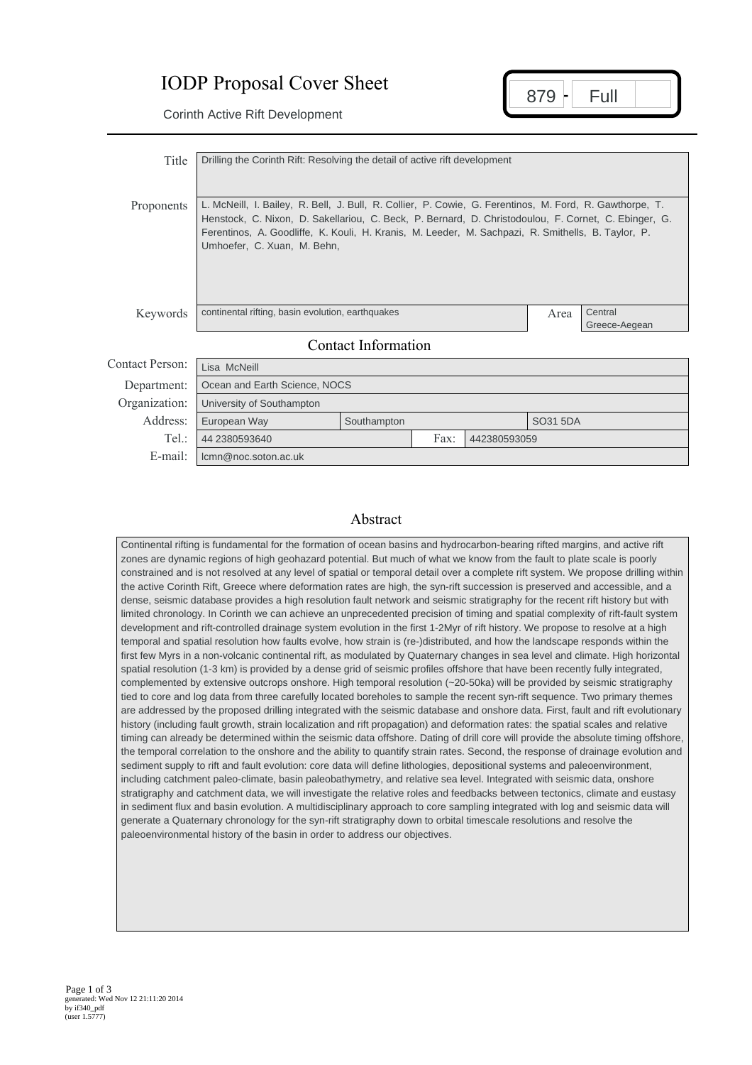# IODP Proposal Cover Sheet

**879 - Full**

Corinth Active Rift Development

| | |
|---|---|
| Title | Drilling the Corinth Rift: Resolving the detail of active rift development |
| Proponents | L. McNeill, I. Bailey, R. Bell, J. Bull, R. Collier, P. Cowie, G. Ferentinos, M. Ford, R. Gawthorpe, T. Henstock, C. Nixon, D. Sakellariou, C. Beck, P. Bernard, D. Christodoulou, F. Cornet, C. Ebinger, G. Ferentinos, A. Goodliffe, K. Kouli, H. Kranis, M. Leeder, M. Sachpazi, R. Smithells, B. Taylor, P. Umhoefer, C. Xuan, M. Behn, |
| Keywords | continental rifting, basin evolution, earthquakes |
| Area | Central Greece-Aegean |

## Contact Information

| | | | | |
|---|---|---|---|---|
| Contact Person: | Lisa McNeill | | | |
| Department: | Ocean and Earth Science, NOCS | | | |
| Organization: | University of Southampton | | | |
| Address: | European Way | Southampton | | SO31 5DA |
| Tel.: | 44 2380593640 | Fax: | 442380593059 | |
| E-mail: | lcmn@noc.soton.ac.uk | | | |

## Abstract

Continental rifting is fundamental for the formation of ocean basins and hydrocarbon-bearing rifted margins, and active rift zones are dynamic regions of high geohazard potential. But much of what we know from the fault to plate scale is poorly constrained and is not resolved at any level of spatial or temporal detail over a complete rift system. We propose drilling within the active Corinth Rift, Greece where deformation rates are high, the syn-rift succession is preserved and accessible, and a dense, seismic database provides a high resolution fault network and seismic stratigraphy for the recent rift history but with limited chronology. In Corinth we can achieve an unprecedented precision of timing and spatial complexity of rift-fault system development and rift-controlled drainage system evolution in the first 1-2Myr of rift history. We propose to resolve at a high temporal and spatial resolution how faults evolve, how strain is (re-)distributed, and how the landscape responds within the first few Myrs in a non-volcanic continental rift, as modulated by Quaternary changes in sea level and climate. High horizontal spatial resolution (1-3 km) is provided by a dense grid of seismic profiles offshore that have been recently fully integrated, complemented by extensive outcrops onshore. High temporal resolution (~20-50ka) will be provided by seismic stratigraphy tied to core and log data from three carefully located boreholes to sample the recent syn-rift sequence. Two primary themes are addressed by the proposed drilling integrated with the seismic database and onshore data. First, fault and rift evolutionary history (including fault growth, strain localization and rift propagation) and deformation rates: the spatial scales and relative timing can already be determined within the seismic data offshore. Dating of drill core will provide the absolute timing offshore, the temporal correlation to the onshore and the ability to quantify strain rates. Second, the response of drainage evolution and sediment supply to rift and fault evolution: core data will define lithologies, depositional systems and paleoenvironment, including catchment paleo-climate, basin paleobathymetry, and relative sea level. Integrated with seismic data, onshore stratigraphy and catchment data, we will investigate the relative roles and feedbacks between tectonics, climate and eustasy in sediment flux and basin evolution. A multidisciplinary approach to core sampling integrated with log and seismic data will generate a Quaternary chronology for the syn-rift stratigraphy down to orbital timescale resolutions and resolve the paleoenvironmental history of the basin in order to address our objectives.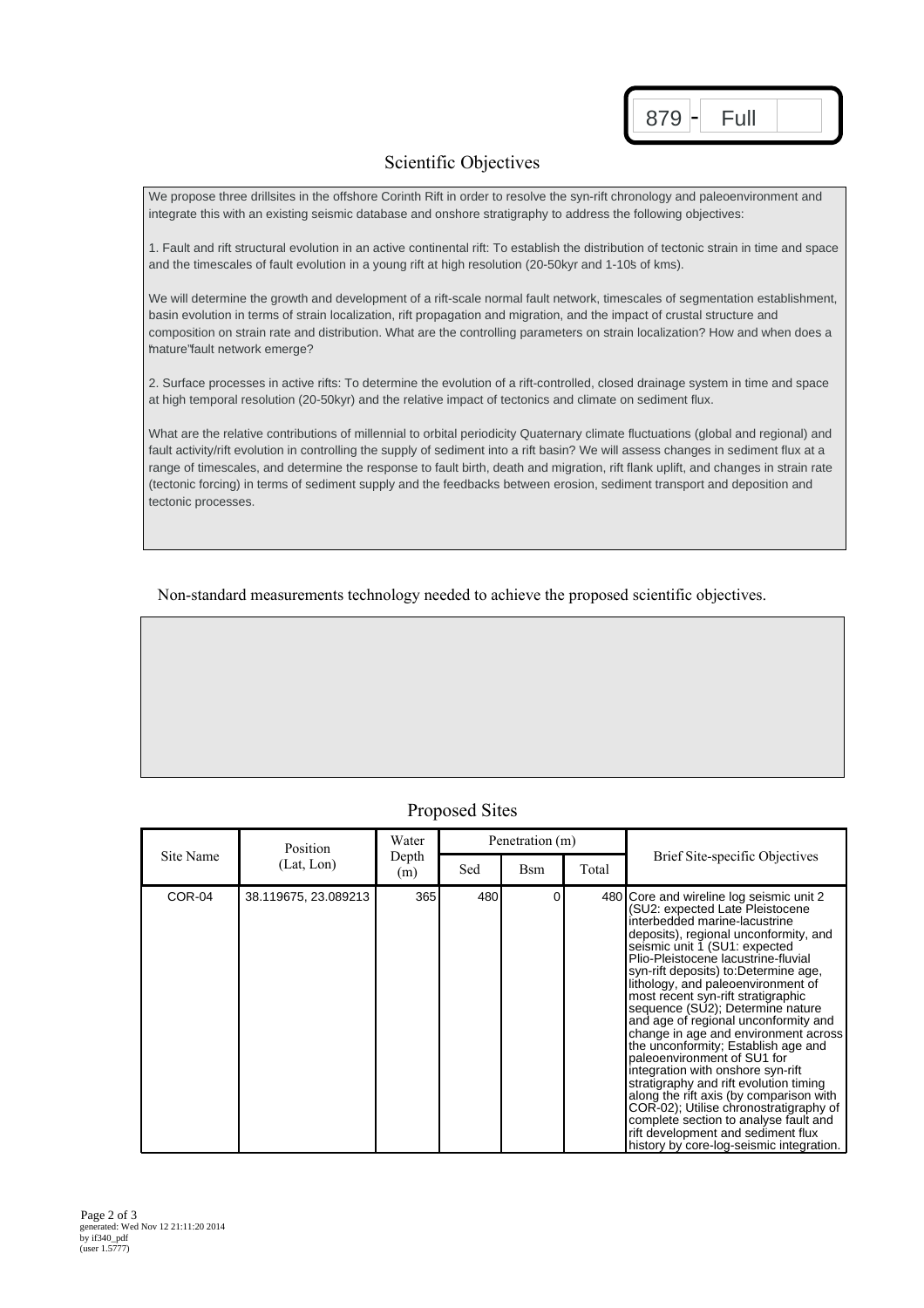879 - Full

## Scientific Objectives

We propose three drillsites in the offshore Corinth Rift in order to resolve the syn-rift chronology and paleoenvironment and integrate this with an existing seismic database and onshore stratigraphy to address the following objectives:

1. Fault and rift structural evolution in an active continental rift: To establish the distribution of tectonic strain in time and space and the timescales of fault evolution in a young rift at high resolution (20-50kyr and 1-10's of kms).

We will determine the growth and development of a rift-scale normal fault network, timescales of segmentation establishment, basin evolution in terms of strain localization, rift propagation and migration, and the impact of crustal structure and composition on strain rate and distribution. What are the controlling parameters on strain localization? How and when does a "mature" fault network emerge?

2. Surface processes in active rifts: To determine the evolution of a rift-controlled, closed drainage system in time and space at high temporal resolution (20-50kyr) and the relative impact of tectonics and climate on sediment flux.

What are the relative contributions of millennial to orbital periodicity Quaternary climate fluctuations (global and regional) and fault activity/rift evolution in controlling the supply of sediment into a rift basin? We will assess changes in sediment flux at a range of timescales, and determine the response to fault birth, death and migration, rift flank uplift, and changes in strain rate (tectonic forcing) in terms of sediment supply and the feedbacks between erosion, sediment transport and deposition and tectonic processes.

## Non-standard measurements technology needed to achieve the proposed scientific objectives.

## Proposed Sites

| Site Name | Position (Lat, Lon) | Water Depth (m) | Penetration (m) | | | Brief Site-specific Objectives |
|---|---|---|---|---|---|---|
| | | | Sed | Bsm | Total | |
| COR-04 | 38.119675, 23.089213 | 365 | 480 | 0 | 480 | Core and wireline log seismic unit 2 (SU2: expected Late Pleistocene interbedded marine-lacustrine deposits), regional unconformity, and seismic unit 1 (SU1: expected Plio-Pleistocene lacustrine-fluvial syn-rift deposits) to:Determine age, lithology, and paleoenvironment of most recent syn-rift stratigraphic sequence (SU2); Determine nature and age of regional unconformity and change in age and environment across the unconformity; Establish age and paleoenvironment of SU1 for integration with onshore syn-rift stratigraphy and rift evolution timing along the rift axis (by comparison with COR-02); Utilise chronostratigraphy of complete section to analyse fault and rift development and sediment flux history by core-log-seismic integration. |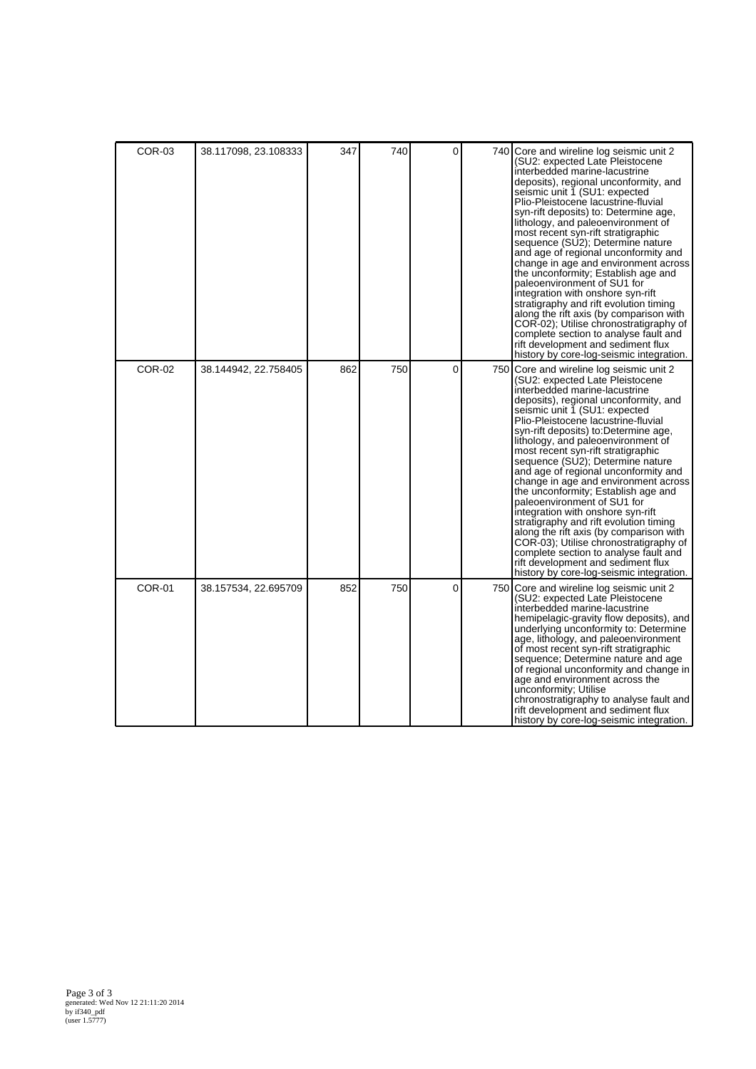| | | | | | | |
|---|---|---|---|---|---|---|
| COR-03 | 38.117098, 23.108333 | 347 | 740 | 0 | 740 | Core and wireline log seismic unit 2 (SU2: expected Late Pleistocene interbedded marine-lacustrine deposits), regional unconformity, and seismic unit 1 (SU1: expected Plio-Pleistocene lacustrine-fluvial syn-rift deposits) to: Determine age, lithology, and paleoenvironment of most recent syn-rift stratigraphic sequence (SU2); Determine nature and age of regional unconformity and change in age and environment across the unconformity; Establish age and paleoenvironment of SU1 for integration with onshore syn-rift stratigraphy and rift evolution timing along the rift axis (by comparison with COR-02); Utilise chronostratigraphy of complete section to analyse fault and rift development and sediment flux history by core-log-seismic integration. |
| COR-02 | 38.144942, 22.758405 | 862 | 750 | 0 | 750 | Core and wireline log seismic unit 2 (SU2: expected Late Pleistocene interbedded marine-lacustrine deposits), regional unconformity, and seismic unit 1 (SU1: expected Plio-Pleistocene lacustrine-fluvial syn-rift deposits) to:Determine age, lithology, and paleoenvironment of most recent syn-rift stratigraphic sequence (SU2); Determine nature and age of regional unconformity and change in age and environment across the unconformity; Establish age and paleoenvironment of SU1 for integration with onshore syn-rift stratigraphy and rift evolution timing along the rift axis (by comparison with COR-03); Utilise chronostratigraphy of complete section to analyse fault and rift development and sediment flux history by core-log-seismic integration. |
| COR-01 | 38.157534, 22.695709 | 852 | 750 | 0 | 750 | Core and wireline log seismic unit 2 (SU2: expected Late Pleistocene interbedded marine-lacustrine hemipelagic-gravity flow deposits), and underlying unconformity to: Determine age, lithology, and paleoenvironment of most recent syn-rift stratigraphic sequence; Determine nature and age of regional unconformity and change in age and environment across the unconformity; Utilise chronostratigraphy to analyse fault and rift development and sediment flux history by core-log-seismic integration. |